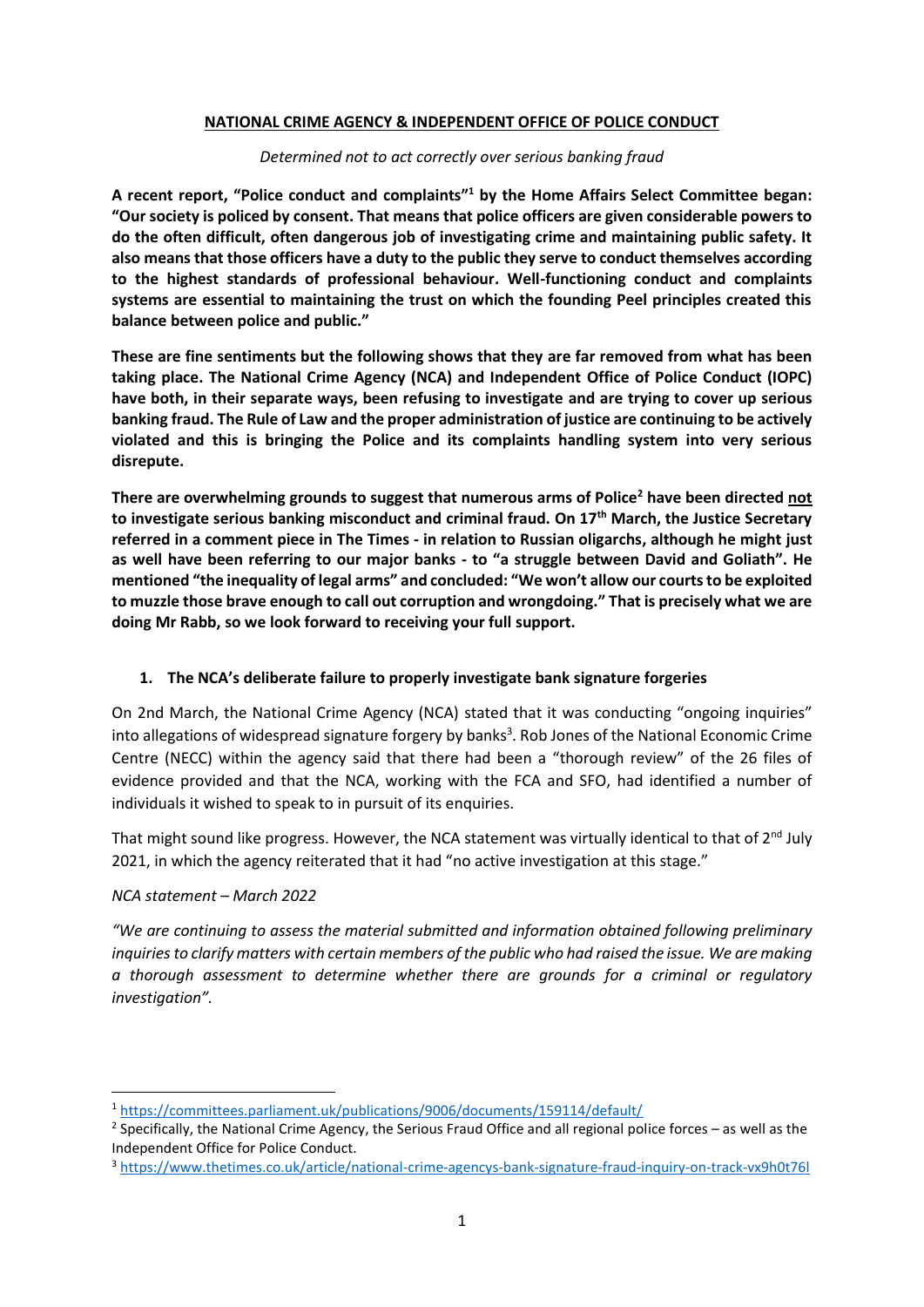**NATIONAL CRIME AGENCY & INDEPENDENT OFFICE OF POLICE CONDUCT**

*Determined not to act correctly over serious banking fraud*

**A recent report, "Police conduct and complaints"[1] by the Home Affairs Select Committee began: "Our society is policed by consent. That means that police officers are given considerable powers to do the often difficult, often dangerous job of investigating crime and maintaining public safety. It also means that those officers have a duty to the public they serve to conduct themselves according to the highest standards of professional behaviour. Well-functioning conduct and complaints systems are essential to maintaining the trust on which the founding Peel principles created this balance between police and public."**

**These are fine sentiments but the following shows that they are far removed from what has been taking place. The National Crime Agency (NCA) and Independent Office of Police Conduct (IOPC) have both, in their separate ways, been refusing to investigate and are trying to cover up serious banking fraud. The Rule of Law and the proper administration of justice are continuing to be actively violated and this is bringing the Police and its complaints handling system into very serious disrepute.**

**There are overwhelming grounds to suggest that numerous arms of Police[2] have been directed <u>not</u> to investigate serious banking misconduct and criminal fraud. On 17th March, the Justice Secretary referred in a comment piece in The Times - in relation to Russian oligarchs, although he might just as well have been referring to our major banks - to "a struggle between David and Goliath". He mentioned "the inequality of legal arms" and concluded: "We won't allow our courts to be exploited to muzzle those brave enough to call out corruption and wrongdoing." That is precisely what we are doing Mr Rabb, so we look forward to receiving your full support.**

## 1. The NCA's deliberate failure to properly investigate bank signature forgeries

On 2nd March, the National Crime Agency (NCA) stated that it was conducting "ongoing inquiries" into allegations of widespread signature forgery by banks[3]. Rob Jones of the National Economic Crime Centre (NECC) within the agency said that there had been a "thorough review" of the 26 files of evidence provided and that the NCA, working with the FCA and SFO, had identified a number of individuals it wished to speak to in pursuit of its enquiries.

That might sound like progress. However, the NCA statement was virtually identical to that of 2nd July 2021, in which the agency reiterated that it had "no active investigation at this stage."

*NCA statement – March 2022*

*"We are continuing to assess the material submitted and information obtained following preliminary inquiries to clarify matters with certain members of the public who had raised the issue. We are making a thorough assessment to determine whether there are grounds for a criminal or regulatory investigation".*

---

[1] https://committees.parliament.uk/publications/9006/documents/159114/default/

[2] Specifically, the National Crime Agency, the Serious Fraud Office and all regional police forces – as well as the Independent Office for Police Conduct.

[3] https://www.thetimes.co.uk/article/national-crime-agencys-bank-signature-fraud-inquiry-on-track-vx9h0t76l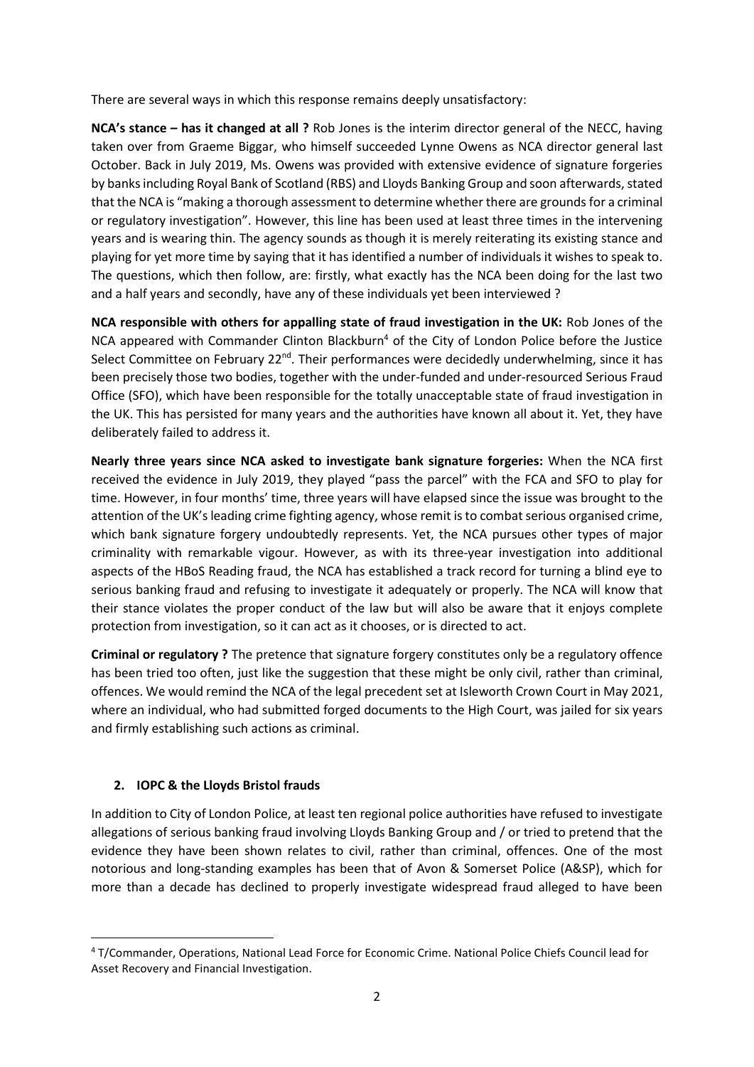There are several ways in which this response remains deeply unsatisfactory:

**NCA's stance – has it changed at all ?** Rob Jones is the interim director general of the NECC, having taken over from Graeme Biggar, who himself succeeded Lynne Owens as NCA director general last October. Back in July 2019, Ms. Owens was provided with extensive evidence of signature forgeries by banks including Royal Bank of Scotland (RBS) and Lloyds Banking Group and soon afterwards, stated that the NCA is "making a thorough assessment to determine whether there are grounds for a criminal or regulatory investigation". However, this line has been used at least three times in the intervening years and is wearing thin. The agency sounds as though it is merely reiterating its existing stance and playing for yet more time by saying that it has identified a number of individuals it wishes to speak to. The questions, which then follow, are: firstly, what exactly has the NCA been doing for the last two and a half years and secondly, have any of these individuals yet been interviewed ?

**NCA responsible with others for appalling state of fraud investigation in the UK:** Rob Jones of the NCA appeared with Commander Clinton Blackburn[4] of the City of London Police before the Justice Select Committee on February 22nd. Their performances were decidedly underwhelming, since it has been precisely those two bodies, together with the under-funded and under-resourced Serious Fraud Office (SFO), which have been responsible for the totally unacceptable state of fraud investigation in the UK. This has persisted for many years and the authorities have known all about it. Yet, they have deliberately failed to address it.

**Nearly three years since NCA asked to investigate bank signature forgeries:** When the NCA first received the evidence in July 2019, they played "pass the parcel" with the FCA and SFO to play for time. However, in four months' time, three years will have elapsed since the issue was brought to the attention of the UK's leading crime fighting agency, whose remit is to combat serious organised crime, which bank signature forgery undoubtedly represents. Yet, the NCA pursues other types of major criminality with remarkable vigour. However, as with its three-year investigation into additional aspects of the HBoS Reading fraud, the NCA has established a track record for turning a blind eye to serious banking fraud and refusing to investigate it adequately or properly. The NCA will know that their stance violates the proper conduct of the law but will also be aware that it enjoys complete protection from investigation, so it can act as it chooses, or is directed to act.

**Criminal or regulatory ?** The pretence that signature forgery constitutes only be a regulatory offence has been tried too often, just like the suggestion that these might be only civil, rather than criminal, offences. We would remind the NCA of the legal precedent set at Isleworth Crown Court in May 2021, where an individual, who had submitted forged documents to the High Court, was jailed for six years and firmly establishing such actions as criminal.

## 2. IOPC & the Lloyds Bristol frauds

In addition to City of London Police, at least ten regional police authorities have refused to investigate allegations of serious banking fraud involving Lloyds Banking Group and / or tried to pretend that the evidence they have been shown relates to civil, rather than criminal, offences. One of the most notorious and long-standing examples has been that of Avon & Somerset Police (A&SP), which for more than a decade has declined to properly investigate widespread fraud alleged to have been

[4] T/Commander, Operations, National Lead Force for Economic Crime. National Police Chiefs Council lead for Asset Recovery and Financial Investigation.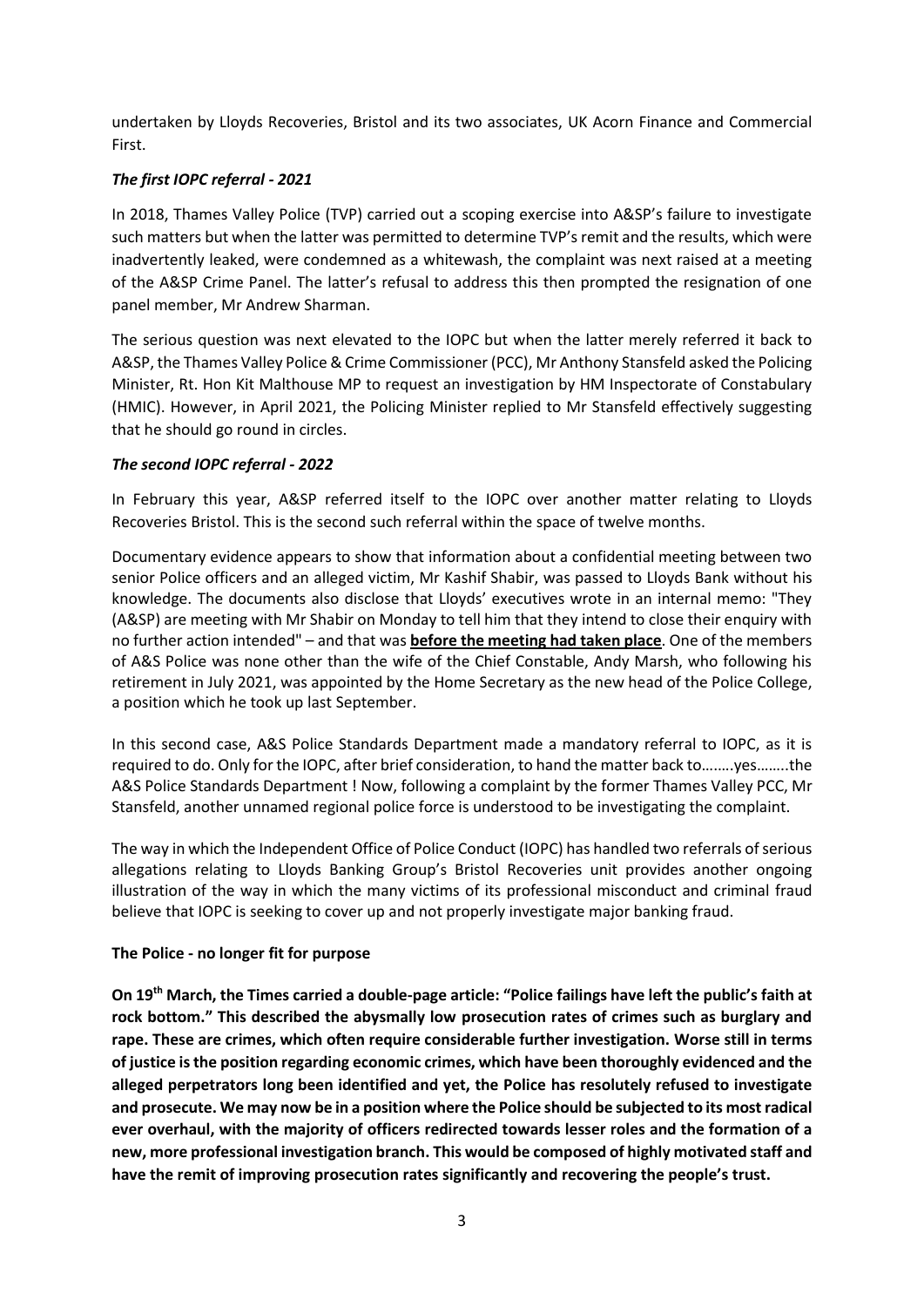undertaken by Lloyds Recoveries, Bristol and its two associates, UK Acorn Finance and Commercial First.

### *The first IOPC referral - 2021*

In 2018, Thames Valley Police (TVP) carried out a scoping exercise into A&SP's failure to investigate such matters but when the latter was permitted to determine TVP's remit and the results, which were inadvertently leaked, were condemned as a whitewash, the complaint was next raised at a meeting of the A&SP Crime Panel. The latter's refusal to address this then prompted the resignation of one panel member, Mr Andrew Sharman.

The serious question was next elevated to the IOPC but when the latter merely referred it back to A&SP, the Thames Valley Police & Crime Commissioner (PCC), Mr Anthony Stansfeld asked the Policing Minister, Rt. Hon Kit Malthouse MP to request an investigation by HM Inspectorate of Constabulary (HMIC). However, in April 2021, the Policing Minister replied to Mr Stansfeld effectively suggesting that he should go round in circles.

### *The second IOPC referral - 2022*

In February this year, A&SP referred itself to the IOPC over another matter relating to Lloyds Recoveries Bristol. This is the second such referral within the space of twelve months.

Documentary evidence appears to show that information about a confidential meeting between two senior Police officers and an alleged victim, Mr Kashif Shabir, was passed to Lloyds Bank without his knowledge. The documents also disclose that Lloyds' executives wrote in an internal memo: "They (A&SP) are meeting with Mr Shabir on Monday to tell him that they intend to close their enquiry with no further action intended" – and that was <u>**before the meeting had taken place**</u>. One of the members of A&S Police was none other than the wife of the Chief Constable, Andy Marsh, who following his retirement in July 2021, was appointed by the Home Secretary as the new head of the Police College, a position which he took up last September.

In this second case, A&S Police Standards Department made a mandatory referral to IOPC, as it is required to do. Only for the IOPC, after brief consideration, to hand the matter back to……..yes……..the A&S Police Standards Department ! Now, following a complaint by the former Thames Valley PCC, Mr Stansfeld, another unnamed regional police force is understood to be investigating the complaint.

The way in which the Independent Office of Police Conduct (IOPC) has handled two referrals of serious allegations relating to Lloyds Banking Group's Bristol Recoveries unit provides another ongoing illustration of the way in which the many victims of its professional misconduct and criminal fraud believe that IOPC is seeking to cover up and not properly investigate major banking fraud.

### **The Police - no longer fit for purpose**

**On 19th March, the Times carried a double-page article: "Police failings have left the public's faith at rock bottom." This described the abysmally low prosecution rates of crimes such as burglary and rape. These are crimes, which often require considerable further investigation. Worse still in terms of justice is the position regarding economic crimes, which have been thoroughly evidenced and the alleged perpetrators long been identified and yet, the Police has resolutely refused to investigate and prosecute. We may now be in a position where the Police should be subjected to its most radical ever overhaul, with the majority of officers redirected towards lesser roles and the formation of a new, more professional investigation branch. This would be composed of highly motivated staff and have the remit of improving prosecution rates significantly and recovering the people's trust.**